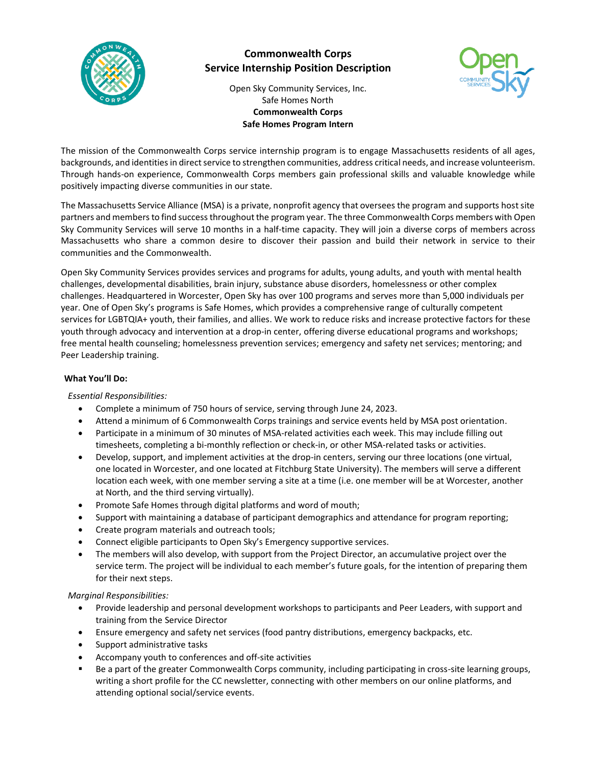# Commonwealth Corps
## Service Internship Position Description

Open Sky Community Services, Inc.
Safe Homes North
**Commonwealth Corps**
**Safe Homes Program Intern**

The mission of the Commonwealth Corps service internship program is to engage Massachusetts residents of all ages, backgrounds, and identities in direct service to strengthen communities, address critical needs, and increase volunteerism. Through hands-on experience, Commonwealth Corps members gain professional skills and valuable knowledge while positively impacting diverse communities in our state.

The Massachusetts Service Alliance (MSA) is a private, nonprofit agency that oversees the program and supports host site partners and members to find success throughout the program year. The three Commonwealth Corps members with Open Sky Community Services will serve 10 months in a half-time capacity. They will join a diverse corps of members across Massachusetts who share a common desire to discover their passion and build their network in service to their communities and the Commonwealth.

Open Sky Community Services provides services and programs for adults, young adults, and youth with mental health challenges, developmental disabilities, brain injury, substance abuse disorders, homelessness or other complex challenges. Headquartered in Worcester, Open Sky has over 100 programs and serves more than 5,000 individuals per year. One of Open Sky's programs is Safe Homes, which provides a comprehensive range of culturally competent services for LGBTQIA+ youth, their families, and allies. We work to reduce risks and increase protective factors for these youth through advocacy and intervention at a drop-in center, offering diverse educational programs and workshops; free mental health counseling; homelessness prevention services; emergency and safety net services; mentoring; and Peer Leadership training.

**What You'll Do:**

*Essential Responsibilities:*

- Complete a minimum of 750 hours of service, serving through June 24, 2023.
- Attend a minimum of 6 Commonwealth Corps trainings and service events held by MSA post orientation.
- Participate in a minimum of 30 minutes of MSA-related activities each week. This may include filling out timesheets, completing a bi-monthly reflection or check-in, or other MSA-related tasks or activities.
- Develop, support, and implement activities at the drop-in centers, serving our three locations (one virtual, one located in Worcester, and one located at Fitchburg State University). The members will serve a different location each week, with one member serving a site at a time (i.e. one member will be at Worcester, another at North, and the third serving virtually).
- Promote Safe Homes through digital platforms and word of mouth;
- Support with maintaining a database of participant demographics and attendance for program reporting;
- Create program materials and outreach tools;
- Connect eligible participants to Open Sky's Emergency supportive services.
- The members will also develop, with support from the Project Director, an accumulative project over the service term. The project will be individual to each member's future goals, for the intention of preparing them for their next steps.

*Marginal Responsibilities:*

- Provide leadership and personal development workshops to participants and Peer Leaders, with support and training from the Service Director
- Ensure emergency and safety net services (food pantry distributions, emergency backpacks, etc.
- Support administrative tasks
- Accompany youth to conferences and off-site activities
- Be a part of the greater Commonwealth Corps community, including participating in cross-site learning groups, writing a short profile for the CC newsletter, connecting with other members on our online platforms, and attending optional social/service events.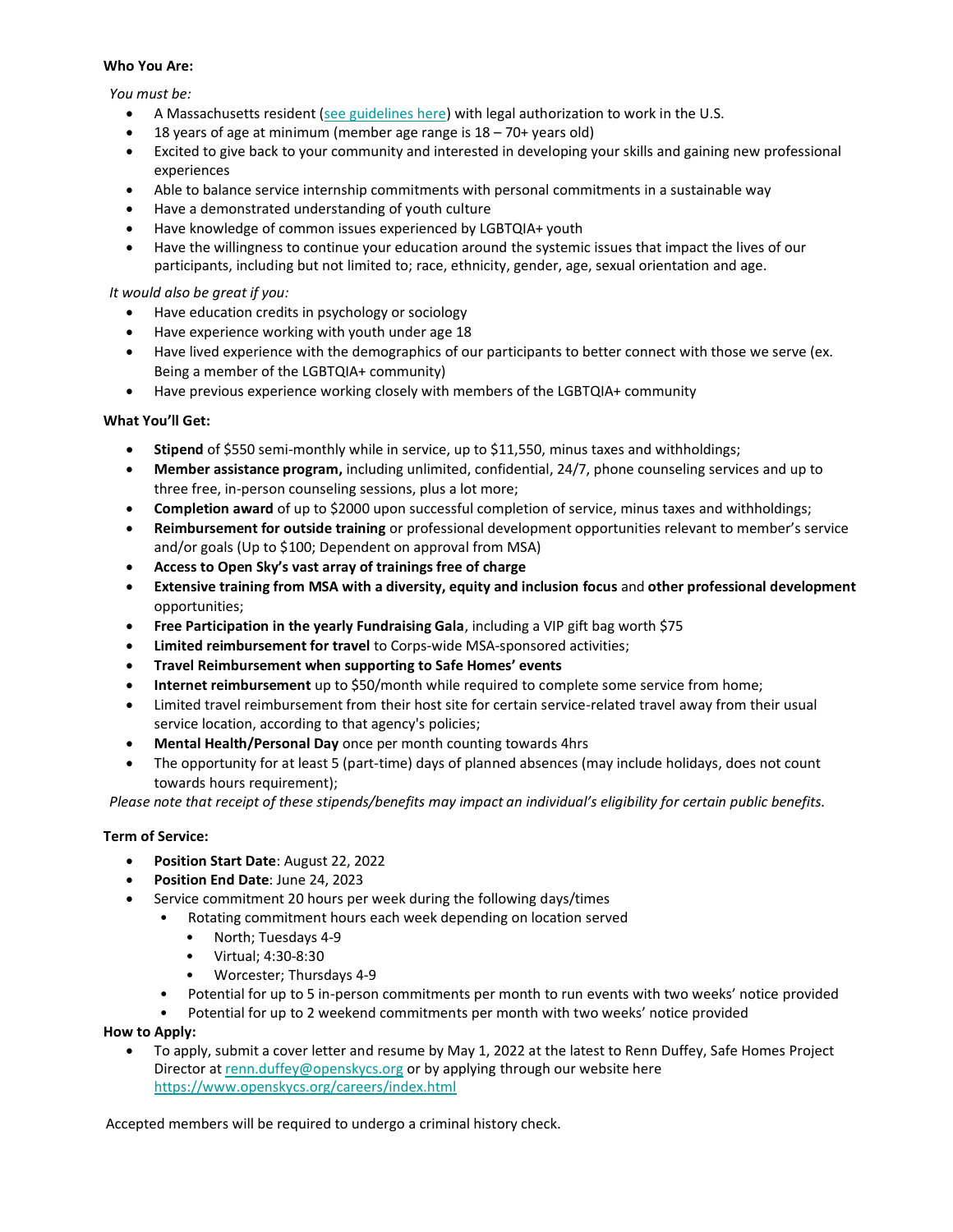**Who You Are:**

*You must be:*

- A Massachusetts resident ([see guidelines here]) with legal authorization to work in the U.S.
- 18 years of age at minimum (member age range is 18 – 70+ years old)
- Excited to give back to your community and interested in developing your skills and gaining new professional experiences
- Able to balance service internship commitments with personal commitments in a sustainable way
- Have a demonstrated understanding of youth culture
- Have knowledge of common issues experienced by LGBTQIA+ youth
- Have the willingness to continue your education around the systemic issues that impact the lives of our participants, including but not limited to; race, ethnicity, gender, age, sexual orientation and age.

*It would also be great if you:*

- Have education credits in psychology or sociology
- Have experience working with youth under age 18
- Have lived experience with the demographics of our participants to better connect with those we serve (ex. Being a member of the LGBTQIA+ community)
- Have previous experience working closely with members of the LGBTQIA+ community

**What You'll Get:**

- **Stipend** of $550 semi-monthly while in service, up to $11,550, minus taxes and withholdings;
- **Member assistance program,** including unlimited, confidential, 24/7, phone counseling services and up to three free, in-person counseling sessions, plus a lot more;
- **Completion award** of up to $2000 upon successful completion of service, minus taxes and withholdings;
- **Reimbursement for outside training** or professional development opportunities relevant to member's service and/or goals (Up to $100; Dependent on approval from MSA)
- **Access to Open Sky's vast array of trainings free of charge**
- **Extensive training from MSA with a diversity, equity and inclusion focus** and **other professional development** opportunities;
- **Free Participation in the yearly Fundraising Gala**, including a VIP gift bag worth $75
- **Limited reimbursement for travel** to Corps-wide MSA-sponsored activities;
- **Travel Reimbursement when supporting to Safe Homes' events**
- **Internet reimbursement** up to $50/month while required to complete some service from home;
- Limited travel reimbursement from their host site for certain service-related travel away from their usual service location, according to that agency's policies;
- **Mental Health/Personal Day** once per month counting towards 4hrs
- The opportunity for at least 5 (part-time) days of planned absences (may include holidays, does not count towards hours requirement);

*Please note that receipt of these stipends/benefits may impact an individual's eligibility for certain public benefits.*

**Term of Service:**

- **Position Start Date**: August 22, 2022
- **Position End Date**: June 24, 2023
- Service commitment 20 hours per week during the following days/times
    - Rotating commitment hours each week depending on location served
        - North; Tuesdays 4-9
        - Virtual; 4:30-8:30
        - Worcester; Thursdays 4-9
    - Potential for up to 5 in-person commitments per month to run events with two weeks' notice provided
    - Potential for up to 2 weekend commitments per month with two weeks' notice provided

**How to Apply:**

- To apply, submit a cover letter and resume by May 1, 2022 at the latest to Renn Duffey, Safe Homes Project Director at renn.duffey@openskycs.org or by applying through our website here https://www.openskycs.org/careers/index.html

Accepted members will be required to undergo a criminal history check.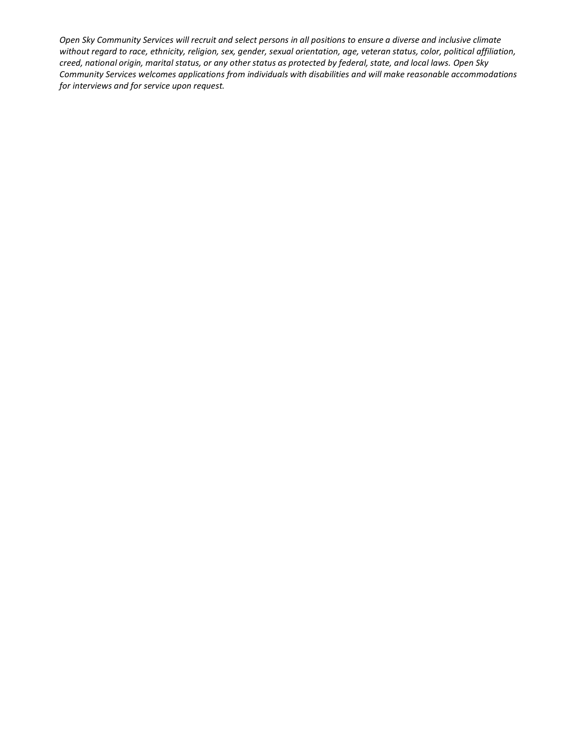*Open Sky Community Services will recruit and select persons in all positions to ensure a diverse and inclusive climate without regard to race, ethnicity, religion, sex, gender, sexual orientation, age, veteran status, color, political affiliation, creed, national origin, marital status, or any other status as protected by federal, state, and local laws. Open Sky Community Services welcomes applications from individuals with disabilities and will make reasonable accommodations for interviews and for service upon request.*